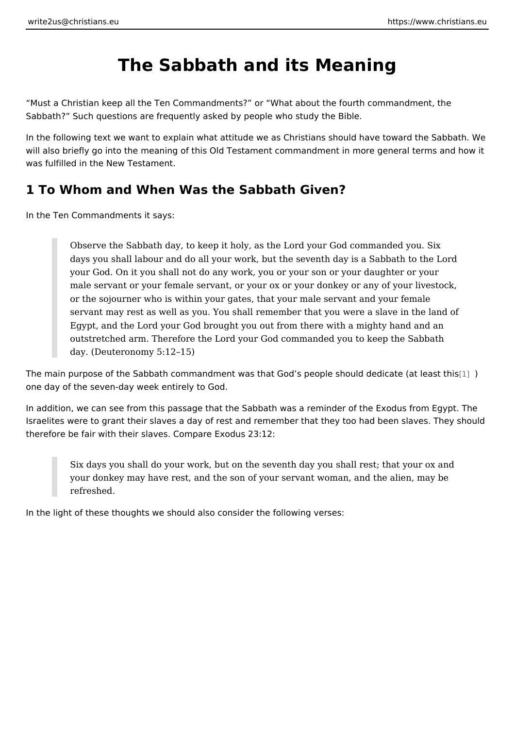# The Sabbath and its Meaning

"Must a Christian keep all the Ten Commandments?" or "What about the fourth commandment, the Sabbath?" Such questions are frequently asked by people who study the Bible.

In the following text we want to explain what attitude we as Christians should have toward the Sabbath. We will also briefly go into the meaning of this Old Testament commandment in more general terms and how it was fulfilled in the New Testament.

## 1 To Whom and When Was the Sabbath Given?

In the Ten Commandments it says:

> Observe the Sabbath day, to keep it holy, as the Lord your God commanded you. Six days you shall labour and do all your work, but the seventh day is a Sabbath to the Lord your God. On it you shall not do any work, you or your son or your daughter or your male servant or your female servant, or your ox or your donkey or any of your livestock, or the sojourner who is within your gates, that your male servant and your female servant may rest as well as you. You shall remember that you were a slave in the land of Egypt, and the Lord your God brought you out from there with a mighty hand and an outstretched arm. Therefore the Lord your God commanded you to keep the Sabbath day. (Deuteronomy 5:12–15)

The main purpose of the Sabbath commandment was that God's people should dedicate (at least this[1]) one day of the seven-day week entirely to God.

In addition, we can see from this passage that the Sabbath was a reminder of the Exodus from Egypt. The Israelites were to grant their slaves a day of rest and remember that they too had been slaves. They should therefore be fair with their slaves. Compare Exodus 23:12:

> Six days you shall do your work, but on the seventh day you shall rest; that your ox and your donkey may have rest, and the son of your servant woman, and the alien, may be refreshed.

In the light of these thoughts we should also consider the following verses: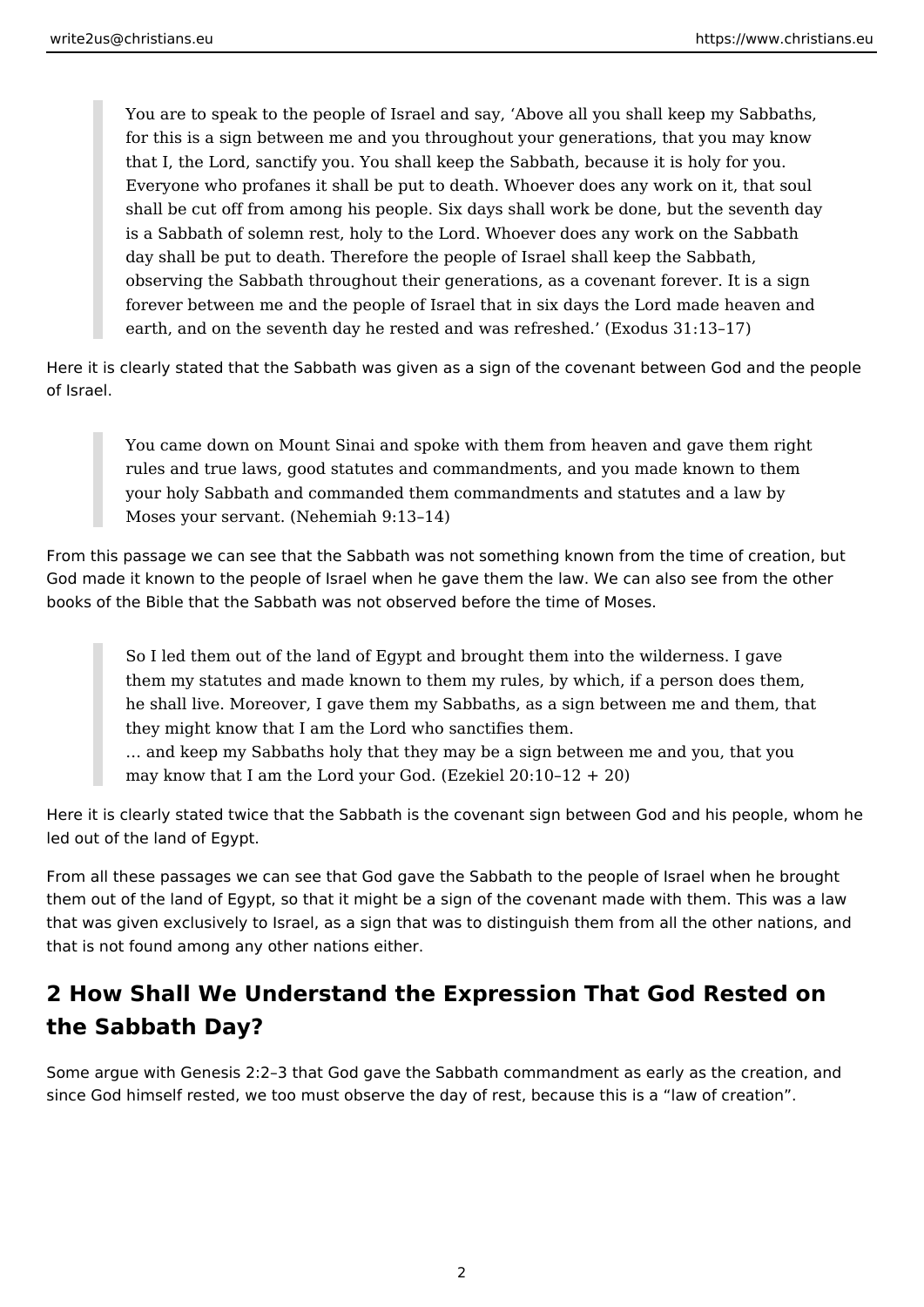> You are to speak to the people of Israel and say, 'Above all you shall keep my Sabbaths, for this is a sign between me and you throughout your generations, that you may know that I, the Lord, sanctify you. You shall keep the Sabbath, because it is holy for you. Everyone who profanes it shall be put to death. Whoever does any work on it, that soul shall be cut off from among his people. Six days shall work be done, but the seventh day is a Sabbath of solemn rest, holy to the Lord. Whoever does any work on the Sabbath day shall be put to death. Therefore the people of Israel shall keep the Sabbath, observing the Sabbath throughout their generations, as a covenant forever. It is a sign forever between me and the people of Israel that in six days the Lord made heaven and earth, and on the seventh day he rested and was refreshed.' (Exodus 31:13–17)

Here it is clearly stated that the Sabbath was given as a sign of the covenant between God and the people of Israel.

> You came down on Mount Sinai and spoke with them from heaven and gave them right rules and true laws, good statutes and commandments, and you made known to them your holy Sabbath and commanded them commandments and statutes and a law by Moses your servant. (Nehemiah 9:13–14)

From this passage we can see that the Sabbath was not something known from the time of creation, but God made it known to the people of Israel when he gave them the law. We can also see from the other books of the Bible that the Sabbath was not observed before the time of Moses.

> So I led them out of the land of Egypt and brought them into the wilderness. I gave them my statutes and made known to them my rules, by which, if a person does them, he shall live. Moreover, I gave them my Sabbaths, as a sign between me and them, that they might know that I am the Lord who sanctifies them.
> … and keep my Sabbaths holy that they may be a sign between me and you, that you may know that I am the Lord your God. (Ezekiel 20:10–12 + 20)

Here it is clearly stated twice that the Sabbath is the covenant sign between God and his people, whom he led out of the land of Egypt.

From all these passages we can see that God gave the Sabbath to the people of Israel when he brought them out of the land of Egypt, so that it might be a sign of the covenant made with them. This was a law that was given exclusively to Israel, as a sign that was to distinguish them from all the other nations, and that is not found among any other nations either.

## 2 How Shall We Understand the Expression That God Rested on the Sabbath Day?

Some argue with Genesis 2:2–3 that God gave the Sabbath commandment as early as the creation, and since God himself rested, we too must observe the day of rest, because this is a "law of creation".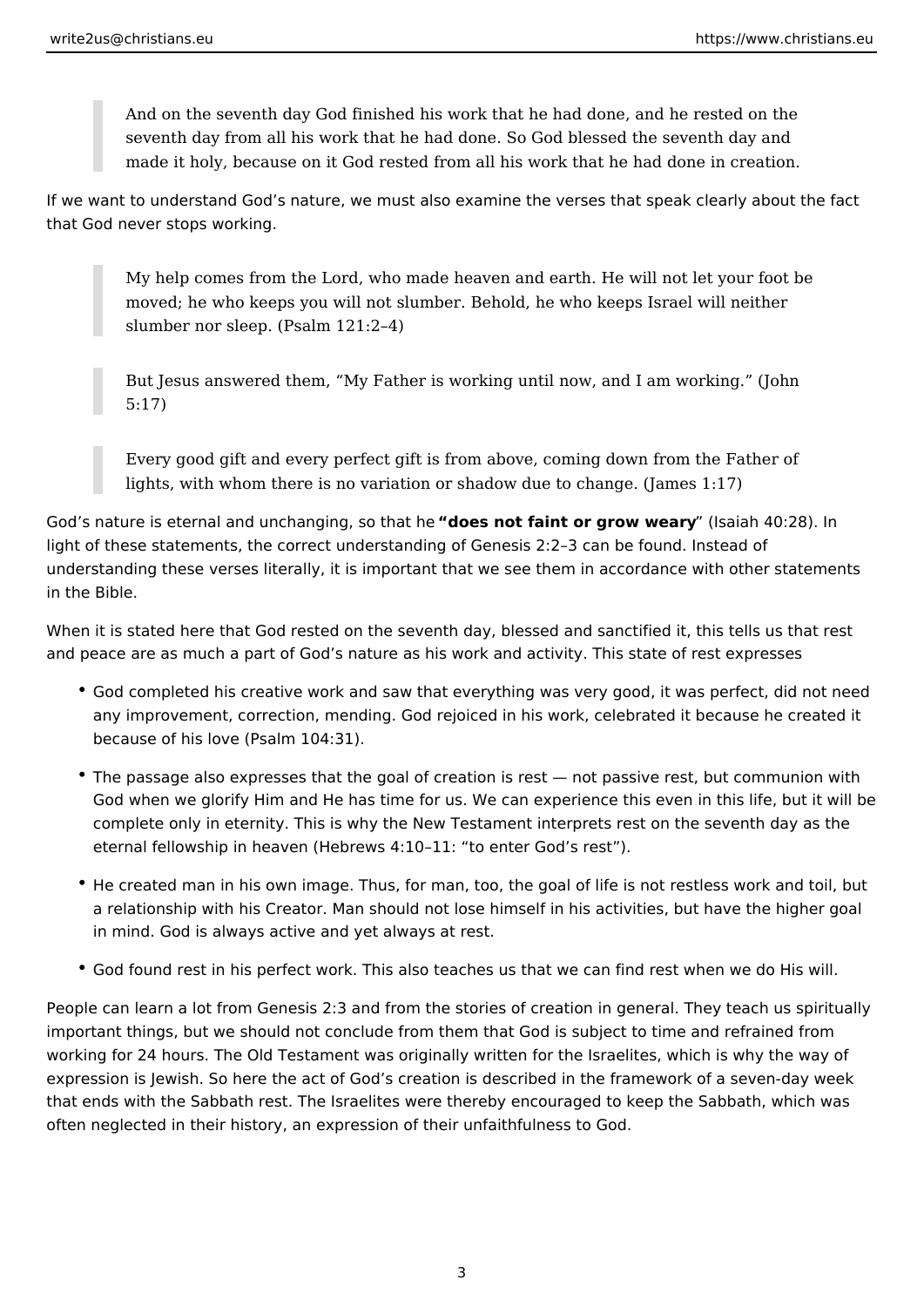> And on the seventh day God finished his work that he had done, and he rested on the seventh day from all his work that he had done. So God blessed the seventh day and made it holy, because on it God rested from all his work that he had done in creation.

If we want to understand God's nature, we must also examine the verses that speak clearly about the fact that God never stops working.

> My help comes from the Lord, who made heaven and earth. He will not let your foot be moved; he who keeps you will not slumber. Behold, he who keeps Israel will neither slumber nor sleep. (Psalm 121:2–4)

> But Jesus answered them, "My Father is working until now, and I am working." (John 5:17)

> Every good gift and every perfect gift is from above, coming down from the Father of lights, with whom there is no variation or shadow due to change. (James 1:17)

God's nature is eternal and unchanging, so that he **"does not faint or grow weary**" (Isaiah 40:28). In light of these statements, the correct understanding of Genesis 2:2–3 can be found. Instead of understanding these verses literally, it is important that we see them in accordance with other statements in the Bible.

When it is stated here that God rested on the seventh day, blessed and sanctified it, this tells us that rest and peace are as much a part of God's nature as his work and activity. This state of rest expresses

- God completed his creative work and saw that everything was very good, it was perfect, did not need any improvement, correction, mending. God rejoiced in his work, celebrated it because he created it because of his love (Psalm 104:31).
- The passage also expresses that the goal of creation is rest — not passive rest, but communion with God when we glorify Him and He has time for us. We can experience this even in this life, but it will be complete only in eternity. This is why the New Testament interprets rest on the seventh day as the eternal fellowship in heaven (Hebrews 4:10–11: "to enter God's rest").
- He created man in his own image. Thus, for man, too, the goal of life is not restless work and toil, but a relationship with his Creator. Man should not lose himself in his activities, but have the higher goal in mind. God is always active and yet always at rest.
- God found rest in his perfect work. This also teaches us that we can find rest when we do His will.

People can learn a lot from Genesis 2:3 and from the stories of creation in general. They teach us spiritually important things, but we should not conclude from them that God is subject to time and refrained from working for 24 hours. The Old Testament was originally written for the Israelites, which is why the way of expression is Jewish. So here the act of God's creation is described in the framework of a seven-day week that ends with the Sabbath rest. The Israelites were thereby encouraged to keep the Sabbath, which was often neglected in their history, an expression of their unfaithfulness to God.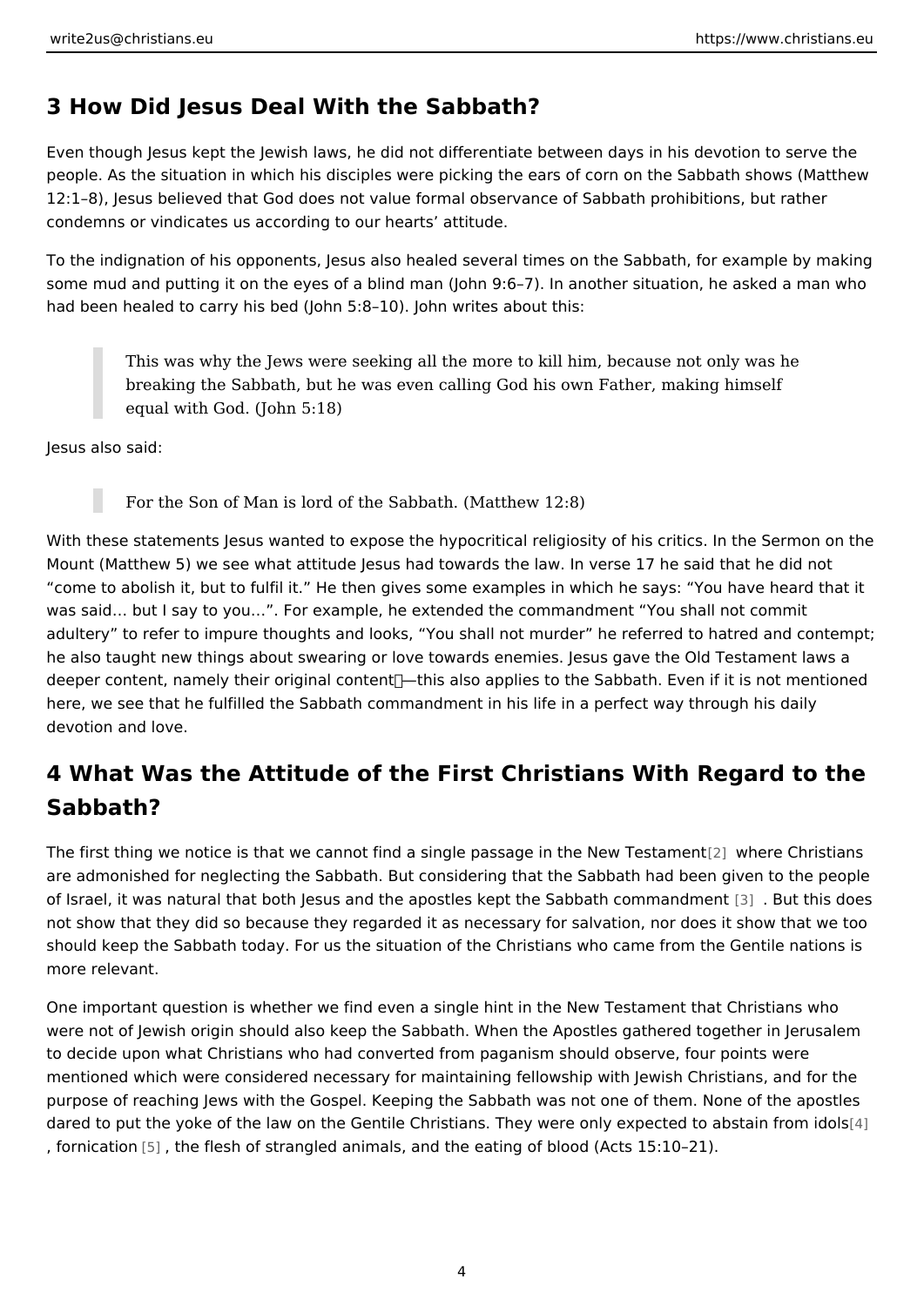## 3 How Did Jesus Deal With the Sabbath?

Even though Jesus kept the Jewish laws, he did not differentiate between days in his devotion to serve the people. As the situation in which his disciples were picking the ears of corn on the Sabbath shows (Matthew 12:1–8), Jesus believed that God does not value formal observance of Sabbath prohibitions, but rather condemns or vindicates us according to our hearts' attitude.

To the indignation of his opponents, Jesus also healed several times on the Sabbath, for example by making some mud and putting it on the eyes of a blind man (John 9:6–7). In another situation, he asked a man who had been healed to carry his bed (John 5:8–10). John writes about this:

> This was why the Jews were seeking all the more to kill him, because not only was he breaking the Sabbath, but he was even calling God his own Father, making himself equal with God. (John 5:18)

Jesus also said:

> For the Son of Man is lord of the Sabbath. (Matthew 12:8)

With these statements Jesus wanted to expose the hypocritical religiosity of his critics. In the Sermon on the Mount (Matthew 5) we see what attitude Jesus had towards the law. In verse 17 he said that he did not "come to abolish it, but to fulfil it." He then gives some examples in which he says: "You have heard that it was said… but I say to you…". For example, he extended the commandment "You shall not commit adultery" to refer to impure thoughts and looks, "You shall not murder" he referred to hatred and contempt; he also taught new things about swearing or love towards enemies. Jesus gave the Old Testament laws a deeper content, namely their original content—this also applies to the Sabbath. Even if it is not mentioned here, we see that he fulfilled the Sabbath commandment in his life in a perfect way through his daily devotion and love.

## 4 What Was the Attitude of the First Christians With Regard to the Sabbath?

The first thing we notice is that we cannot find a single passage in the New Testament[2] where Christians are admonished for neglecting the Sabbath. But considering that the Sabbath had been given to the people of Israel, it was natural that both Jesus and the apostles kept the Sabbath commandment[3]. But this does not show that they did so because they regarded it as necessary for salvation, nor does it show that we too should keep the Sabbath today. For us the situation of the Christians who came from the Gentile nations is more relevant.

One important question is whether we find even a single hint in the New Testament that Christians who were not of Jewish origin should also keep the Sabbath. When the Apostles gathered together in Jerusalem to decide upon what Christians who had converted from paganism should observe, four points were mentioned which were considered necessary for maintaining fellowship with Jewish Christians, and for the purpose of reaching Jews with the Gospel. Keeping the Sabbath was not one of them. None of the apostles dared to put the yoke of the law on the Gentile Christians. They were only expected to abstain from idols[4], fornication[5], the flesh of strangled animals, and the eating of blood (Acts 15:10–21).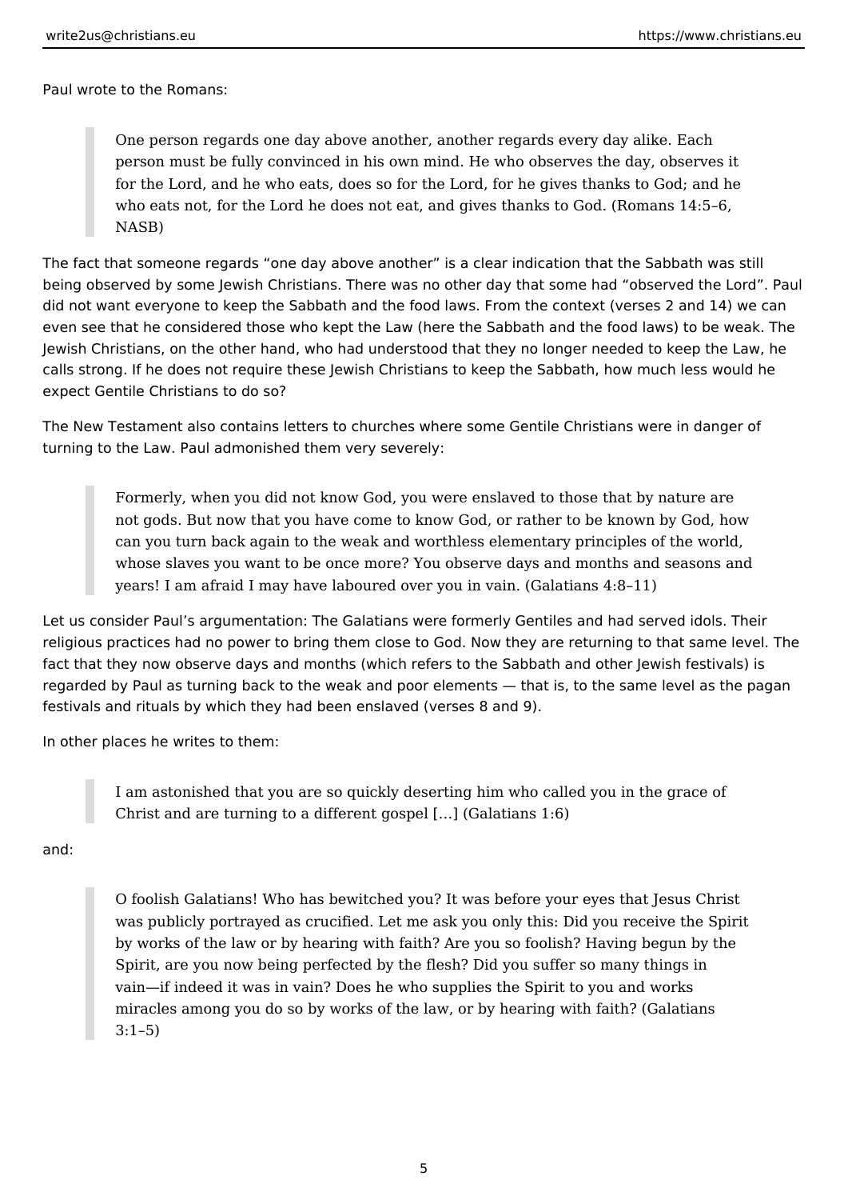Paul wrote to the Romans:

> One person regards one day above another, another regards every day alike. Each person must be fully convinced in his own mind. He who observes the day, observes it for the Lord, and he who eats, does so for the Lord, for he gives thanks to God; and he who eats not, for the Lord he does not eat, and gives thanks to God. (Romans 14:5–6, NASB)

The fact that someone regards “one day above another” is a clear indication that the Sabbath was still being observed by some Jewish Christians. There was no other day that some had “observed the Lord”. Paul did not want everyone to keep the Sabbath and the food laws. From the context (verses 2 and 14) we can even see that he considered those who kept the Law (here the Sabbath and the food laws) to be weak. The Jewish Christians, on the other hand, who had understood that they no longer needed to keep the Law, he calls strong. If he does not require these Jewish Christians to keep the Sabbath, how much less would he expect Gentile Christians to do so?

The New Testament also contains letters to churches where some Gentile Christians were in danger of turning to the Law. Paul admonished them very severely:

> Formerly, when you did not know God, you were enslaved to those that by nature are not gods. But now that you have come to know God, or rather to be known by God, how can you turn back again to the weak and worthless elementary principles of the world, whose slaves you want to be once more? You observe days and months and seasons and years! I am afraid I may have laboured over you in vain. (Galatians 4:8–11)

Let us consider Paul’s argumentation: The Galatians were formerly Gentiles and had served idols. Their religious practices had no power to bring them close to God. Now they are returning to that same level. The fact that they now observe days and months (which refers to the Sabbath and other Jewish festivals) is regarded by Paul as turning back to the weak and poor elements — that is, to the same level as the pagan festivals and rituals by which they had been enslaved (verses 8 and 9).

In other places he writes to them:

> I am astonished that you are so quickly deserting him who called you in the grace of Christ and are turning to a different gospel […] (Galatians 1:6)

and:

> O foolish Galatians! Who has bewitched you? It was before your eyes that Jesus Christ was publicly portrayed as crucified. Let me ask you only this: Did you receive the Spirit by works of the law or by hearing with faith? Are you so foolish? Having begun by the Spirit, are you now being perfected by the flesh? Did you suffer so many things in vain—if indeed it was in vain? Does he who supplies the Spirit to you and works miracles among you do so by works of the law, or by hearing with faith? (Galatians 3:1–5)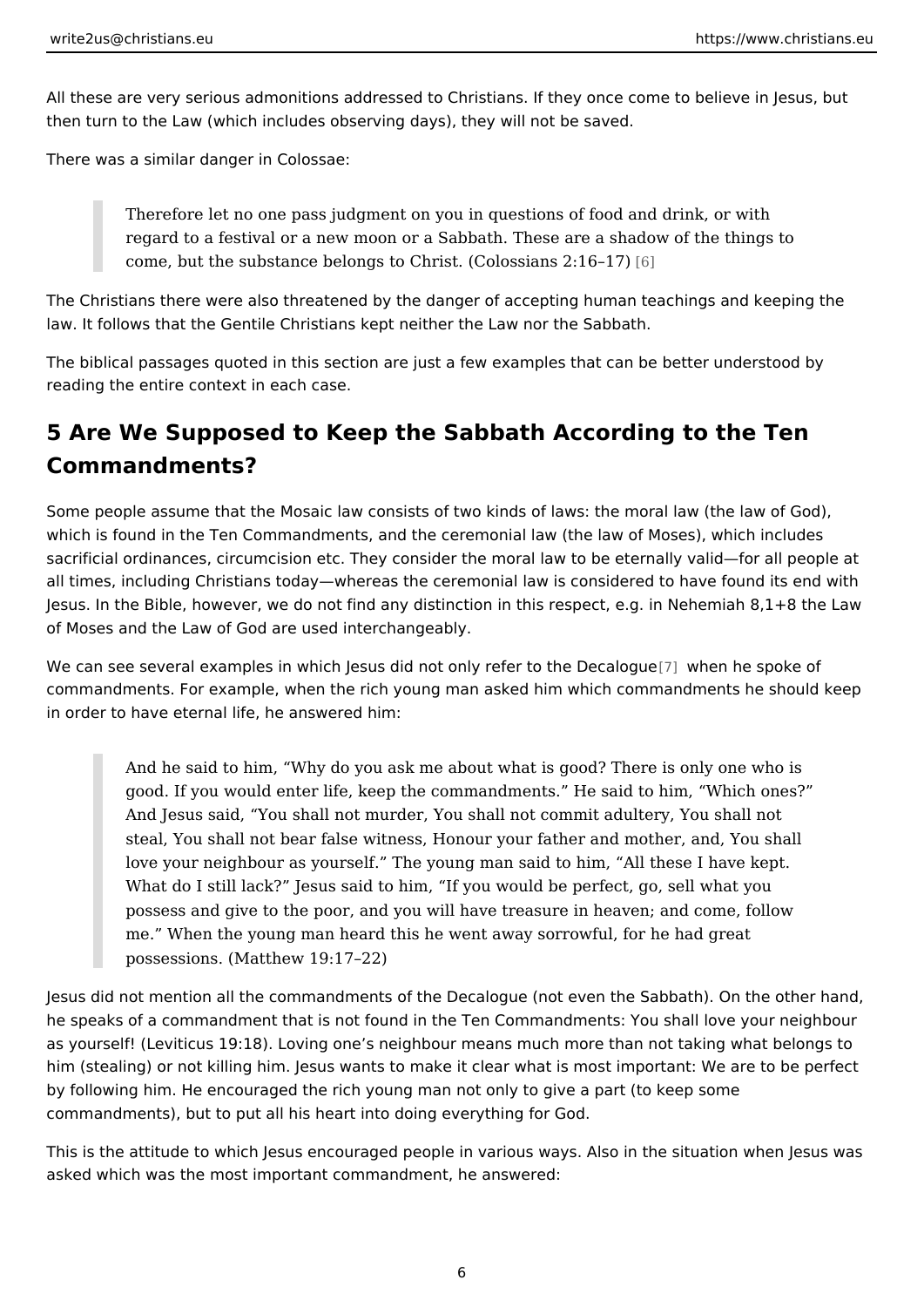All these are very serious admonitions addressed to Christians. If they once come to believe in Jesus, but then turn to the Law (which includes observing days), they will not be saved.

There was a similar danger in Colossae:

> Therefore let no one pass judgment on you in questions of food and drink, or with regard to a festival or a new moon or a Sabbath. These are a shadow of the things to come, but the substance belongs to Christ. (Colossians 2:16–17) [6]

The Christians there were also threatened by the danger of accepting human teachings and keeping the law. It follows that the Gentile Christians kept neither the Law nor the Sabbath.

The biblical passages quoted in this section are just a few examples that can be better understood by reading the entire context in each case.

## 5 Are We Supposed to Keep the Sabbath According to the Ten Commandments?

Some people assume that the Mosaic law consists of two kinds of laws: the moral law (the law of God), which is found in the Ten Commandments, and the ceremonial law (the law of Moses), which includes sacrificial ordinances, circumcision etc. They consider the moral law to be eternally valid—for all people at all times, including Christians today—whereas the ceremonial law is considered to have found its end with Jesus. In the Bible, however, we do not find any distinction in this respect, e.g. in Nehemiah 8,1+8 the Law of Moses and the Law of God are used interchangeably.

We can see several examples in which Jesus did not only refer to the Decalogue [7] when he spoke of commandments. For example, when the rich young man asked him which commandments he should keep in order to have eternal life, he answered him:

> And he said to him, “Why do you ask me about what is good? There is only one who is good. If you would enter life, keep the commandments.” He said to him, “Which ones?” And Jesus said, “You shall not murder, You shall not commit adultery, You shall not steal, You shall not bear false witness, Honour your father and mother, and, You shall love your neighbour as yourself.” The young man said to him, “All these I have kept. What do I still lack?” Jesus said to him, “If you would be perfect, go, sell what you possess and give to the poor, and you will have treasure in heaven; and come, follow me.” When the young man heard this he went away sorrowful, for he had great possessions. (Matthew 19:17–22)

Jesus did not mention all the commandments of the Decalogue (not even the Sabbath). On the other hand, he speaks of a commandment that is not found in the Ten Commandments: You shall love your neighbour as yourself! (Leviticus 19:18). Loving one’s neighbour means much more than not taking what belongs to him (stealing) or not killing him. Jesus wants to make it clear what is most important: We are to be perfect by following him. He encouraged the rich young man not only to give a part (to keep some commandments), but to put all his heart into doing everything for God.

This is the attitude to which Jesus encouraged people in various ways. Also in the situation when Jesus was asked which was the most important commandment, he answered: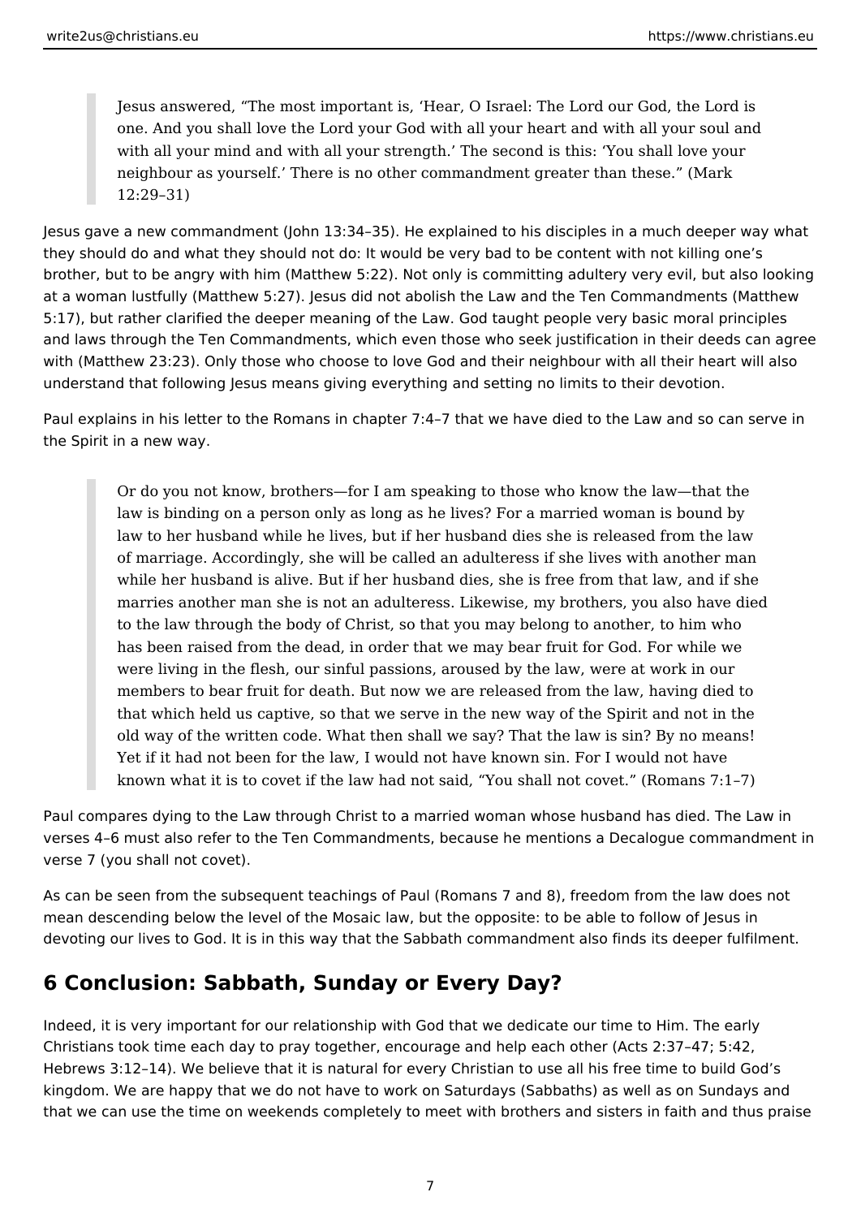> Jesus answered, "The most important is, 'Hear, O Israel: The Lord our God, the Lord is one. And you shall love the Lord your God with all your heart and with all your soul and with all your mind and with all your strength.' The second is this: 'You shall love your neighbour as yourself.' There is no other commandment greater than these." (Mark 12:29–31)

Jesus gave a new commandment (John 13:34–35). He explained to his disciples in a much deeper way what they should do and what they should not do: It would be very bad to be content with not killing one's brother, but to be angry with him (Matthew 5:22). Not only is committing adultery very evil, but also looking at a woman lustfully (Matthew 5:27). Jesus did not abolish the Law and the Ten Commandments (Matthew 5:17), but rather clarified the deeper meaning of the Law. God taught people very basic moral principles and laws through the Ten Commandments, which even those who seek justification in their deeds can agree with (Matthew 23:23). Only those who choose to love God and their neighbour with all their heart will also understand that following Jesus means giving everything and setting no limits to their devotion.

Paul explains in his letter to the Romans in chapter 7:4–7 that we have died to the Law and so can serve in the Spirit in a new way.

> Or do you not know, brothers—for I am speaking to those who know the law—that the law is binding on a person only as long as he lives? For a married woman is bound by law to her husband while he lives, but if her husband dies she is released from the law of marriage. Accordingly, she will be called an adulteress if she lives with another man while her husband is alive. But if her husband dies, she is free from that law, and if she marries another man she is not an adulteress. Likewise, my brothers, you also have died to the law through the body of Christ, so that you may belong to another, to him who has been raised from the dead, in order that we may bear fruit for God. For while we were living in the flesh, our sinful passions, aroused by the law, were at work in our members to bear fruit for death. But now we are released from the law, having died to that which held us captive, so that we serve in the new way of the Spirit and not in the old way of the written code. What then shall we say? That the law is sin? By no means! Yet if it had not been for the law, I would not have known sin. For I would not have known what it is to covet if the law had not said, "You shall not covet." (Romans 7:1–7)

Paul compares dying to the Law through Christ to a married woman whose husband has died. The Law in verses 4–6 must also refer to the Ten Commandments, because he mentions a Decalogue commandment in verse 7 (you shall not covet).

As can be seen from the subsequent teachings of Paul (Romans 7 and 8), freedom from the law does not mean descending below the level of the Mosaic law, but the opposite: to be able to follow of Jesus in devoting our lives to God. It is in this way that the Sabbath commandment also finds its deeper fulfilment.

## 6 Conclusion: Sabbath, Sunday or Every Day?

Indeed, it is very important for our relationship with God that we dedicate our time to Him. The early Christians took time each day to pray together, encourage and help each other (Acts 2:37–47; 5:42, Hebrews 3:12–14). We believe that it is natural for every Christian to use all his free time to build God's kingdom. We are happy that we do not have to work on Saturdays (Sabbaths) as well as on Sundays and that we can use the time on weekends completely to meet with brothers and sisters in faith and thus praise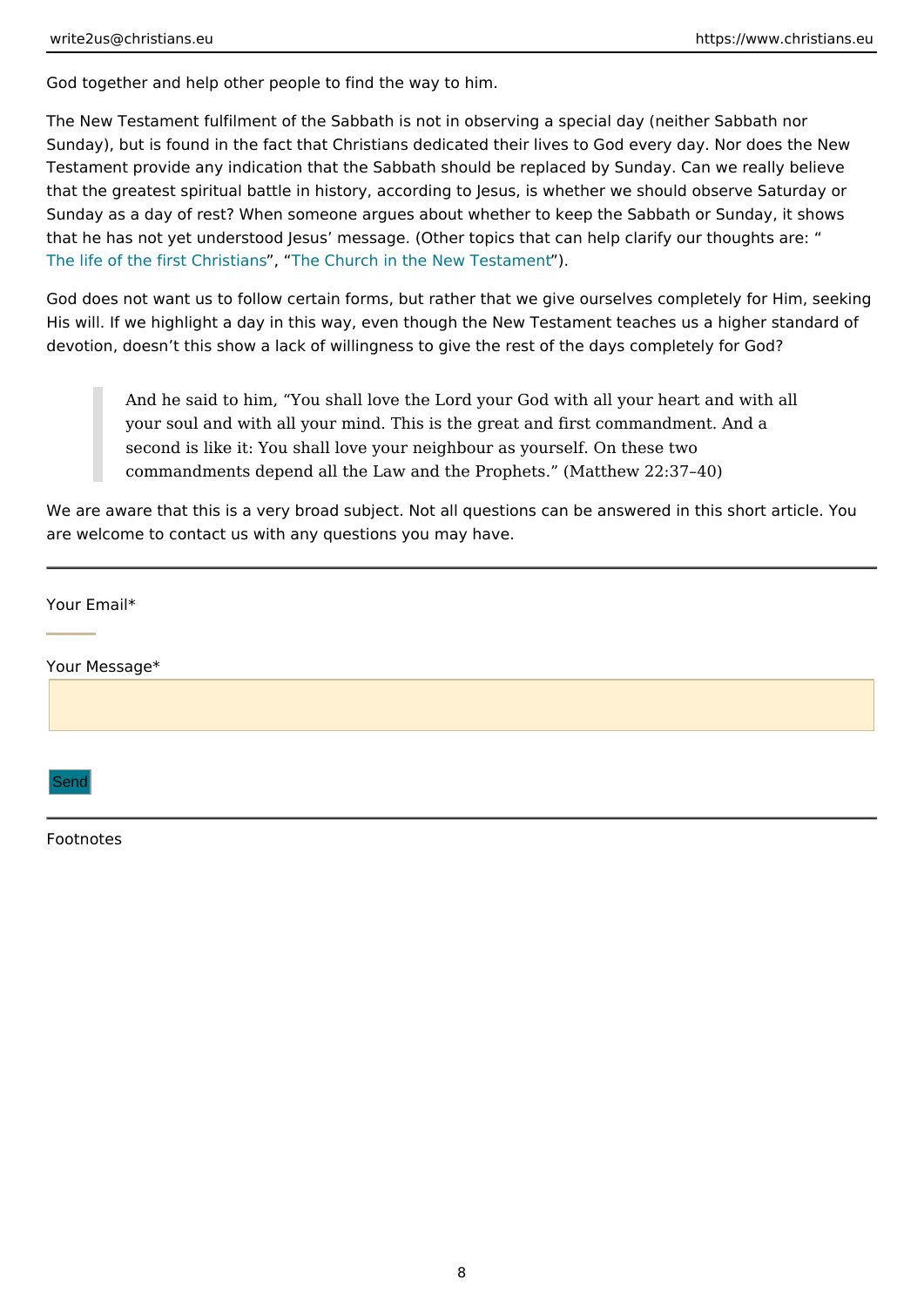God together and help other people to find the way to him.

The New Testament fulfilment of the Sabbath is not in observing a special day (neither Sabbath nor Sunday), but is found in the fact that Christians dedicated their lives to God every day. Nor does the New Testament provide any indication that the Sabbath should be replaced by Sunday. Can we really believe that the greatest spiritual battle in history, according to Jesus, is whether we should observe Saturday or Sunday as a day of rest? When someone argues about whether to keep the Sabbath or Sunday, it shows that he has not yet understood Jesus' message. (Other topics that can help clarify our thoughts are: "The life of the first Christians", "The Church in the New Testament").

God does not want us to follow certain forms, but rather that we give ourselves completely for Him, seeking His will. If we highlight a day in this way, even though the New Testament teaches us a higher standard of devotion, doesn't this show a lack of willingness to give the rest of the days completely for God?

> And he said to him, "You shall love the Lord your God with all your heart and with all your soul and with all your mind. This is the great and first commandment. And a second is like it: You shall love your neighbour as yourself. On these two commandments depend all the Law and the Prophets." (Matthew 22:37–40)

We are aware that this is a very broad subject. Not all questions can be answered in this short article. You are welcome to contact us with any questions you may have.

---

Your Email*

Your Message*

Send

---

Footnotes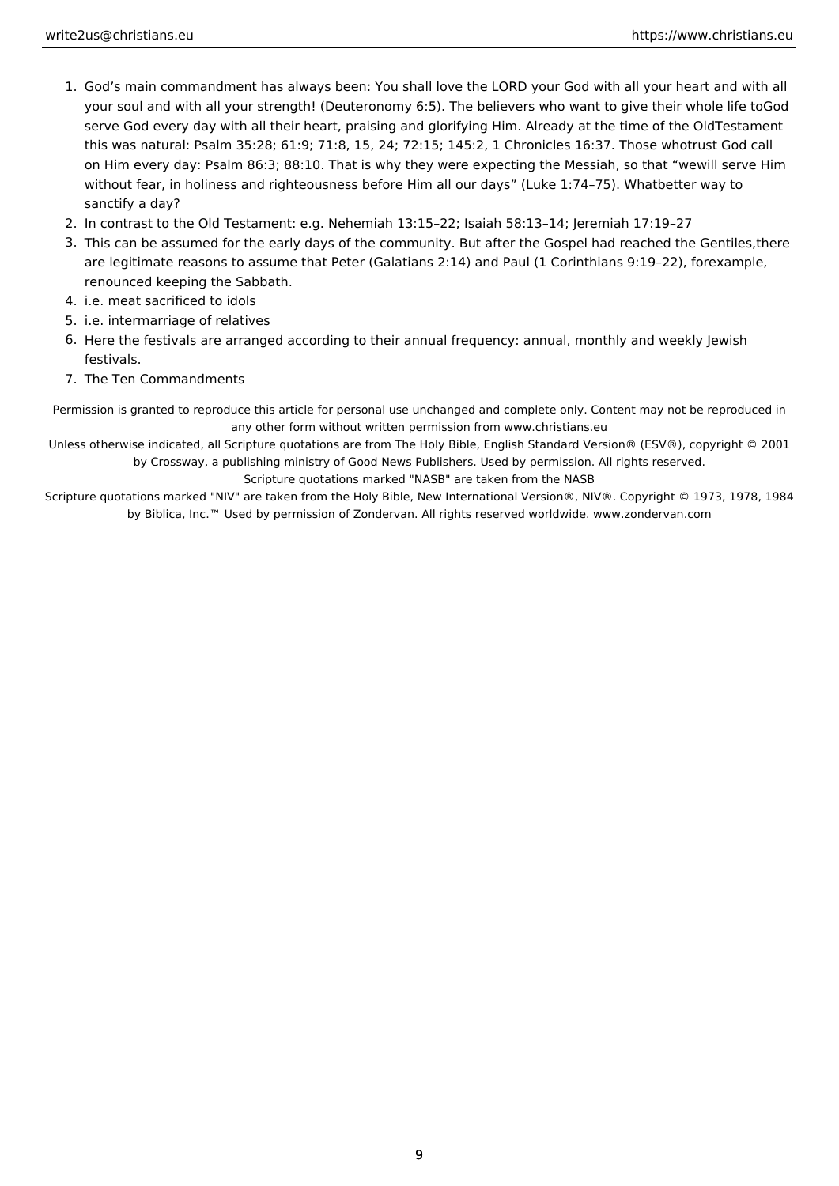1. God's main commandment has always been: You shall love the LORD your God with all your heart and with all your soul and with all your strength! (Deuteronomy 6:5). The believers who want to give their whole life toGod serve God every day with all their heart, praising and glorifying Him. Already at the time of the OldTestament this was natural: Psalm 35:28; 61:9; 71:8, 15, 24; 72:15; 145:2, 1 Chronicles 16:37. Those whotrust God call on Him every day: Psalm 86:3; 88:10. That is why they were expecting the Messiah, so that "wewill serve Him without fear, in holiness and righteousness before Him all our days" (Luke 1:74–75). Whatbetter way to sanctify a day?
2. In contrast to the Old Testament: e.g. Nehemiah 13:15–22; Isaiah 58:13–14; Jeremiah 17:19–27
3. This can be assumed for the early days of the community. But after the Gospel had reached the Gentiles,there are legitimate reasons to assume that Peter (Galatians 2:14) and Paul (1 Corinthians 9:19–22), forexample, renounced keeping the Sabbath.
4. i.e. meat sacrificed to idols
5. i.e. intermarriage of relatives
6. Here the festivals are arranged according to their annual frequency: annual, monthly and weekly Jewish festivals.
7. The Ten Commandments

Permission is granted to reproduce this article for personal use unchanged and complete only. Content may not be reproduced in any other form without written permission from www.christians.eu

Unless otherwise indicated, all Scripture quotations are from The Holy Bible, English Standard Version® (ESV®), copyright © 2001 by Crossway, a publishing ministry of Good News Publishers. Used by permission. All rights reserved.

Scripture quotations marked "NASB" are taken from the NASB

Scripture quotations marked "NIV" are taken from the Holy Bible, New International Version®, NIV®. Copyright © 1973, 1978, 1984 by Biblica, Inc.™ Used by permission of Zondervan. All rights reserved worldwide. www.zondervan.com